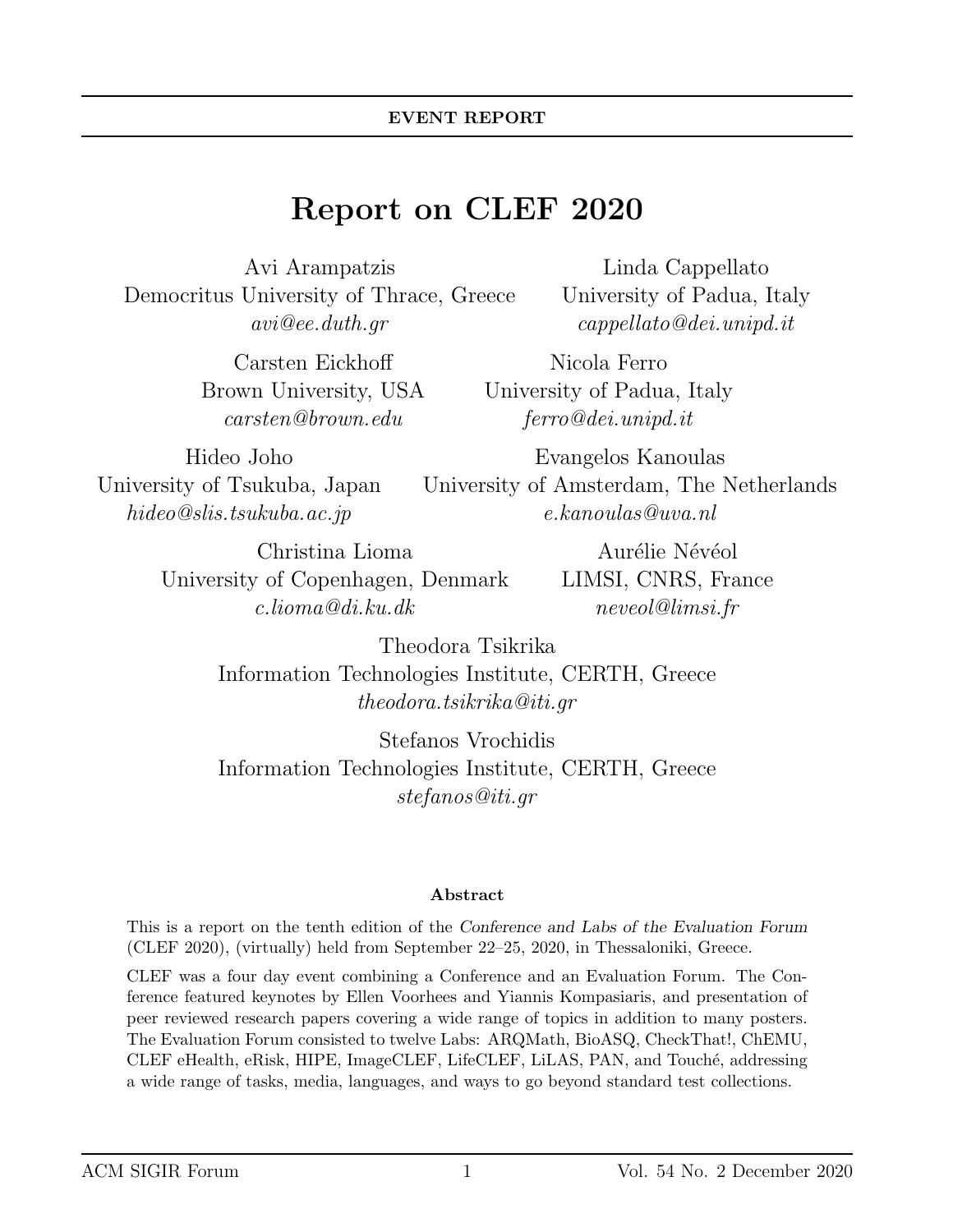**EVENT REPORT**

# Report on CLEF 2020

Avi Arampatzis
Democritus University of Thrace, Greece
*avi@ee.duth.gr*

Linda Cappellato
University of Padua, Italy
*cappellato@dei.unipd.it*

Carsten Eickhoff
Brown University, USA
*carsten@brown.edu*

Nicola Ferro
University of Padua, Italy
*ferro@dei.unipd.it*

Hideo Joho
University of Tsukuba, Japan
*hideo@slis.tsukuba.ac.jp*

Evangelos Kanoulas
University of Amsterdam, The Netherlands
*e.kanoulas@uva.nl*

Christina Lioma
University of Copenhagen, Denmark
*c.lioma@di.ku.dk*

Aurélie Névéol
LIMSI, CNRS, France
*neveol@limsi.fr*

Theodora Tsikrika
Information Technologies Institute, CERTH, Greece
*theodora.tsikrika@iti.gr*

Stefanos Vrochidis
Information Technologies Institute, CERTH, Greece
*stefanos@iti.gr*

### Abstract

This is a report on the tenth edition of the *Conference and Labs of the Evaluation Forum* (CLEF 2020), (virtually) held from September 22–25, 2020, in Thessaloniki, Greece.

CLEF was a four day event combining a Conference and an Evaluation Forum. The Conference featured keynotes by Ellen Voorhees and Yiannis Kompasiaris, and presentation of peer reviewed research papers covering a wide range of topics in addition to many posters. The Evaluation Forum consisted to twelve Labs: ARQMath, BioASQ, CheckThat!, ChEMU, CLEF eHealth, eRisk, HIPE, ImageCLEF, LifeCLEF, LiLAS, PAN, and Touché, addressing a wide range of tasks, media, languages, and ways to go beyond standard test collections.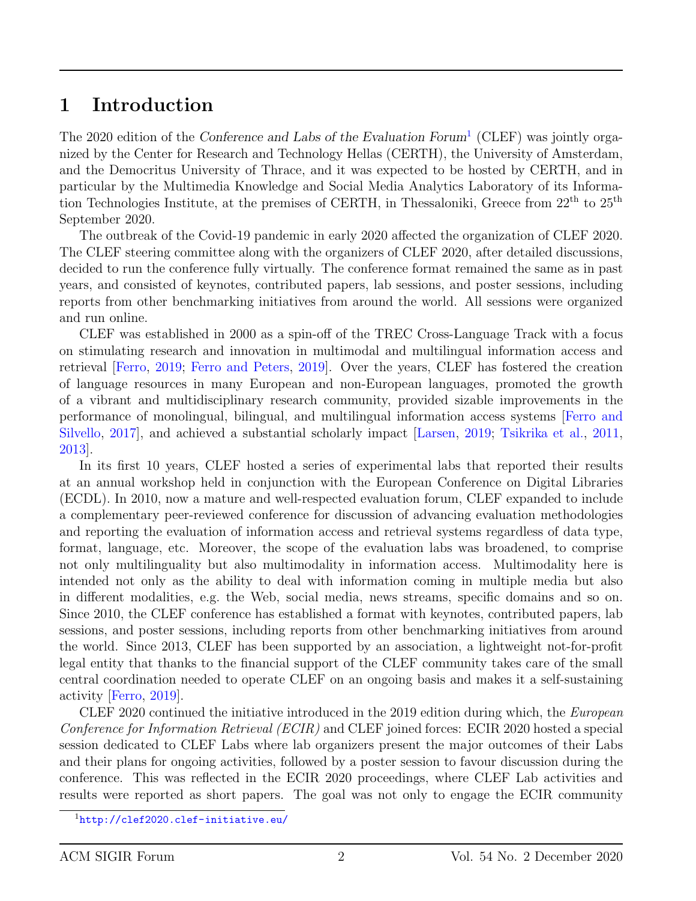# 1 Introduction

The 2020 edition of the *Conference and Labs of the Evaluation Forum*[1] (CLEF) was jointly organized by the Center for Research and Technology Hellas (CERTH), the University of Amsterdam, and the Democritus University of Thrace, and it was expected to be hosted by CERTH, and in particular by the Multimedia Knowledge and Social Media Analytics Laboratory of its Information Technologies Institute, at the premises of CERTH, in Thessaloniki, Greece from 22$^{\text{th}}$ to 25$^{\text{th}}$ September 2020.

The outbreak of the Covid-19 pandemic in early 2020 affected the organization of CLEF 2020. The CLEF steering committee along with the organizers of CLEF 2020, after detailed discussions, decided to run the conference fully virtually. The conference format remained the same as in past years, and consisted of keynotes, contributed papers, lab sessions, and poster sessions, including reports from other benchmarking initiatives from around the world. All sessions were organized and run online.

CLEF was established in 2000 as a spin-off of the TREC Cross-Language Track with a focus on stimulating research and innovation in multimodal and multilingual information access and retrieval [Ferro, 2019; Ferro and Peters, 2019]. Over the years, CLEF has fostered the creation of language resources in many European and non-European languages, promoted the growth of a vibrant and multidisciplinary research community, provided sizable improvements in the performance of monolingual, bilingual, and multilingual information access systems [Ferro and Silvello, 2017], and achieved a substantial scholarly impact [Larsen, 2019; Tsikrika et al., 2011, 2013].

In its first 10 years, CLEF hosted a series of experimental labs that reported their results at an annual workshop held in conjunction with the European Conference on Digital Libraries (ECDL). In 2010, now a mature and well-respected evaluation forum, CLEF expanded to include a complementary peer-reviewed conference for discussion of advancing evaluation methodologies and reporting the evaluation of information access and retrieval systems regardless of data type, format, language, etc. Moreover, the scope of the evaluation labs was broadened, to comprise not only multilinguality but also multimodality in information access. Multimodality here is intended not only as the ability to deal with information coming in multiple media but also in different modalities, e.g. the Web, social media, news streams, specific domains and so on. Since 2010, the CLEF conference has established a format with keynotes, contributed papers, lab sessions, and poster sessions, including reports from other benchmarking initiatives from around the world. Since 2013, CLEF has been supported by an association, a lightweight not-for-profit legal entity that thanks to the financial support of the CLEF community takes care of the small central coordination needed to operate CLEF on an ongoing basis and makes it a self-sustaining activity [Ferro, 2019].

CLEF 2020 continued the initiative introduced in the 2019 edition during which, the *European Conference for Information Retrieval (ECIR)* and CLEF joined forces: ECIR 2020 hosted a special session dedicated to CLEF Labs where lab organizers present the major outcomes of their Labs and their plans for ongoing activities, followed by a poster session to favour discussion during the conference. This was reflected in the ECIR 2020 proceedings, where CLEF Lab activities and results were reported as short papers. The goal was not only to engage the ECIR community

[1] http://clef2020.clef-initiative.eu/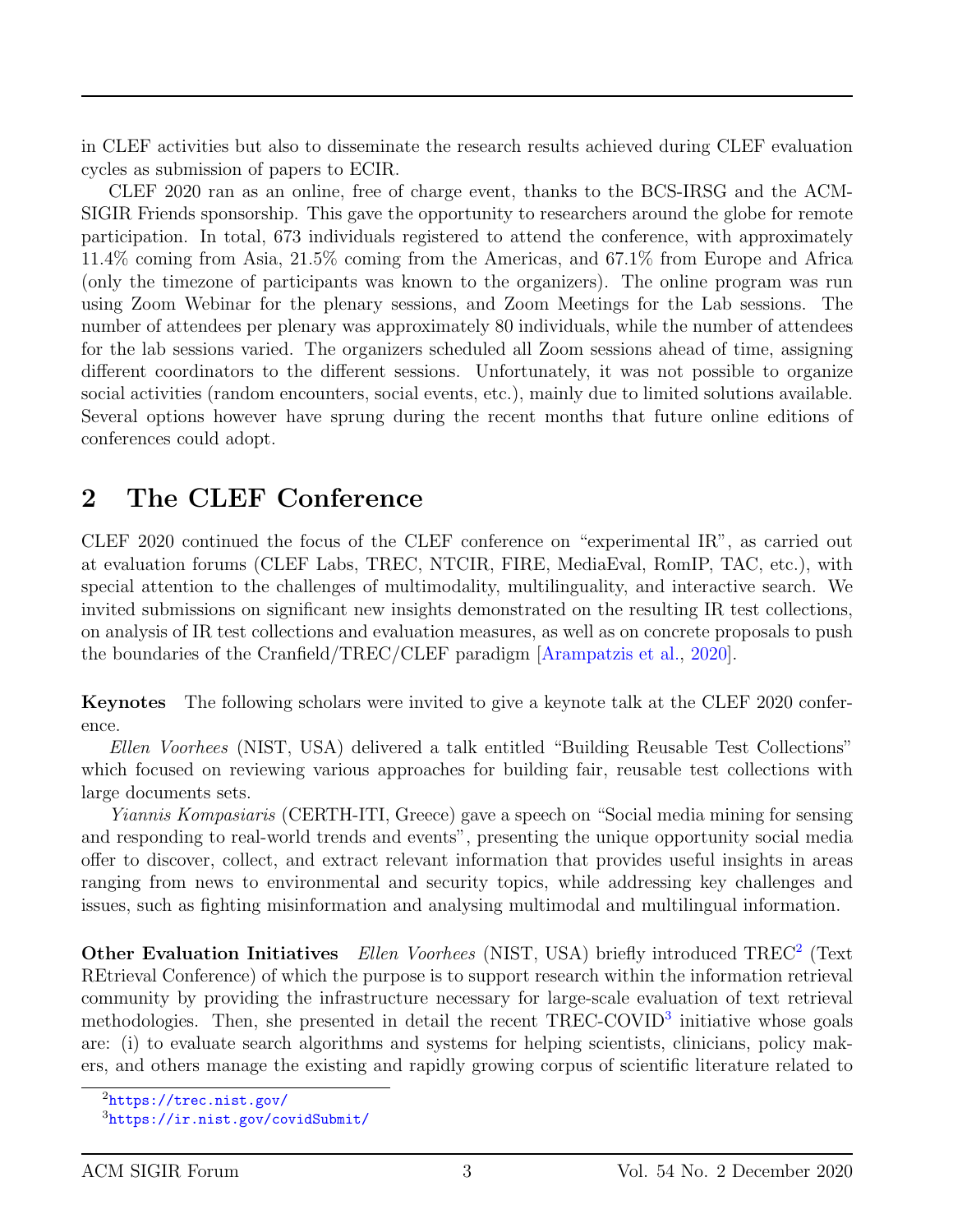in CLEF activities but also to disseminate the research results achieved during CLEF evaluation cycles as submission of papers to ECIR.

CLEF 2020 ran as an online, free of charge event, thanks to the BCS-IRSG and the ACM-SIGIR Friends sponsorship. This gave the opportunity to researchers around the globe for remote participation. In total, 673 individuals registered to attend the conference, with approximately 11.4% coming from Asia, 21.5% coming from the Americas, and 67.1% from Europe and Africa (only the timezone of participants was known to the organizers). The online program was run using Zoom Webinar for the plenary sessions, and Zoom Meetings for the Lab sessions. The number of attendees per plenary was approximately 80 individuals, while the number of attendees for the lab sessions varied. The organizers scheduled all Zoom sessions ahead of time, assigning different coordinators to the different sessions. Unfortunately, it was not possible to organize social activities (random encounters, social events, etc.), mainly due to limited solutions available. Several options however have sprung during the recent months that future online editions of conferences could adopt.

## 2 The CLEF Conference

CLEF 2020 continued the focus of the CLEF conference on "experimental IR", as carried out at evaluation forums (CLEF Labs, TREC, NTCIR, FIRE, MediaEval, RomIP, TAC, etc.), with special attention to the challenges of multimodality, multilinguality, and interactive search. We invited submissions on significant new insights demonstrated on the resulting IR test collections, on analysis of IR test collections and evaluation measures, as well as on concrete proposals to push the boundaries of the Cranfield/TREC/CLEF paradigm [Arampatzis et al., 2020].

**Keynotes** The following scholars were invited to give a keynote talk at the CLEF 2020 conference.

*Ellen Voorhees* (NIST, USA) delivered a talk entitled "Building Reusable Test Collections" which focused on reviewing various approaches for building fair, reusable test collections with large documents sets.

*Yiannis Kompasiaris* (CERTH-ITI, Greece) gave a speech on "Social media mining for sensing and responding to real-world trends and events", presenting the unique opportunity social media offer to discover, collect, and extract relevant information that provides useful insights in areas ranging from news to environmental and security topics, while addressing key challenges and issues, such as fighting misinformation and analysing multimodal and multilingual information.

**Other Evaluation Initiatives** *Ellen Voorhees* (NIST, USA) briefly introduced TREC[2] (Text REtrieval Conference) of which the purpose is to support research within the information retrieval community by providing the infrastructure necessary for large-scale evaluation of text retrieval methodologies. Then, she presented in detail the recent TREC-COVID[3] initiative whose goals are: (i) to evaluate search algorithms and systems for helping scientists, clinicians, policy makers, and others manage the existing and rapidly growing corpus of scientific literature related to

[2] https://trec.nist.gov/

[3] https://ir.nist.gov/covidSubmit/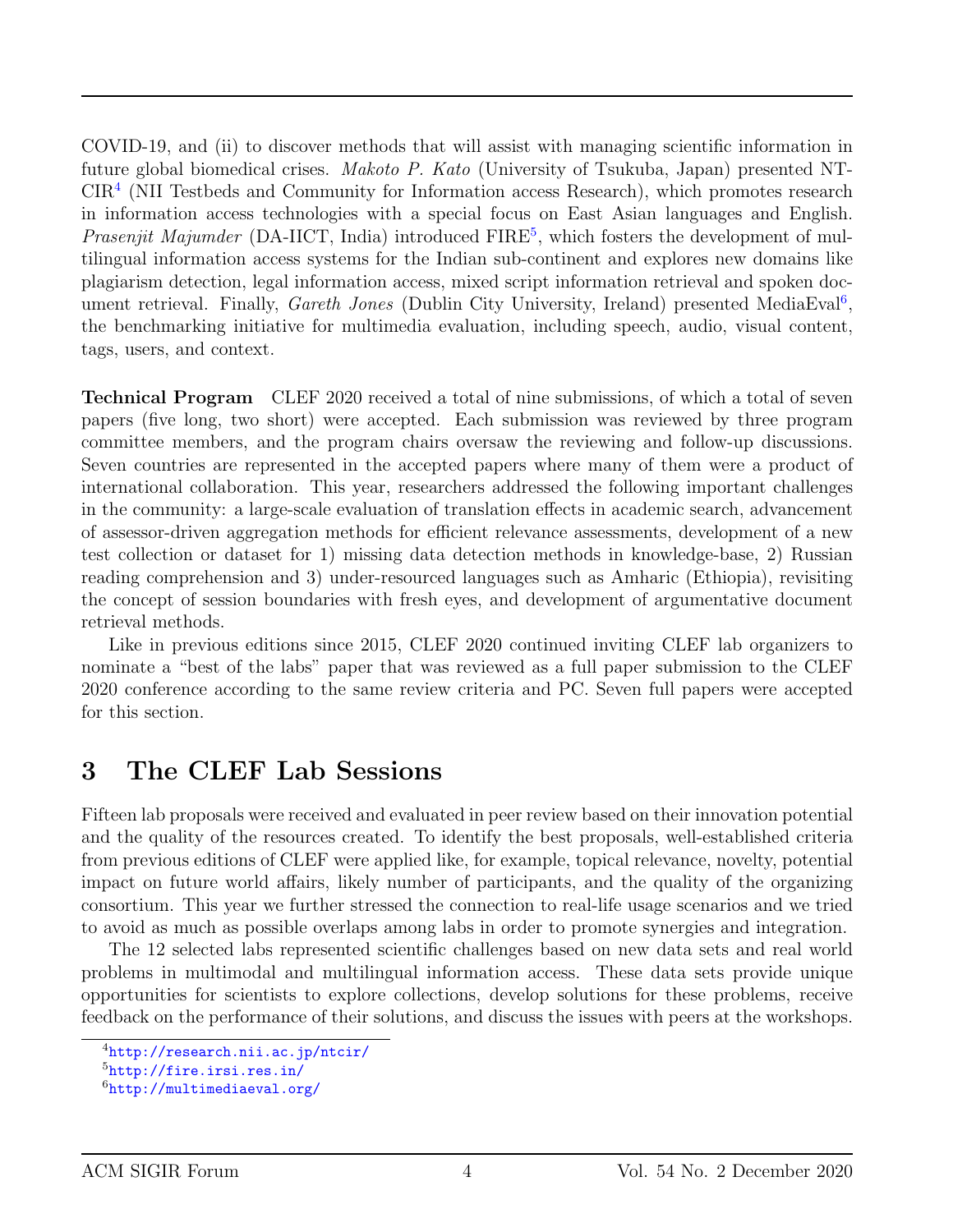COVID-19, and (ii) to discover methods that will assist with managing scientific information in future global biomedical crises. *Makoto P. Kato* (University of Tsukuba, Japan) presented NTCIR[4] (NII Testbeds and Community for Information access Research), which promotes research in information access technologies with a special focus on East Asian languages and English. *Prasenjit Majumder* (DA-IICT, India) introduced FIRE[5], which fosters the development of multilingual information access systems for the Indian sub-continent and explores new domains like plagiarism detection, legal information access, mixed script information retrieval and spoken document retrieval. Finally, *Gareth Jones* (Dublin City University, Ireland) presented MediaEval[6], the benchmarking initiative for multimedia evaluation, including speech, audio, visual content, tags, users, and context.

**Technical Program** CLEF 2020 received a total of nine submissions, of which a total of seven papers (five long, two short) were accepted. Each submission was reviewed by three program committee members, and the program chairs oversaw the reviewing and follow-up discussions. Seven countries are represented in the accepted papers where many of them were a product of international collaboration. This year, researchers addressed the following important challenges in the community: a large-scale evaluation of translation effects in academic search, advancement of assessor-driven aggregation methods for efficient relevance assessments, development of a new test collection or dataset for 1) missing data detection methods in knowledge-base, 2) Russian reading comprehension and 3) under-resourced languages such as Amharic (Ethiopia), revisiting the concept of session boundaries with fresh eyes, and development of argumentative document retrieval methods.

Like in previous editions since 2015, CLEF 2020 continued inviting CLEF lab organizers to nominate a "best of the labs" paper that was reviewed as a full paper submission to the CLEF 2020 conference according to the same review criteria and PC. Seven full papers were accepted for this section.

# 3 The CLEF Lab Sessions

Fifteen lab proposals were received and evaluated in peer review based on their innovation potential and the quality of the resources created. To identify the best proposals, well-established criteria from previous editions of CLEF were applied like, for example, topical relevance, novelty, potential impact on future world affairs, likely number of participants, and the quality of the organizing consortium. This year we further stressed the connection to real-life usage scenarios and we tried to avoid as much as possible overlaps among labs in order to promote synergies and integration.

The 12 selected labs represented scientific challenges based on new data sets and real world problems in multimodal and multilingual information access. These data sets provide unique opportunities for scientists to explore collections, develop solutions for these problems, receive feedback on the performance of their solutions, and discuss the issues with peers at the workshops.

[4] http://research.nii.ac.jp/ntcir/

[5] http://fire.irsi.res.in/

[6] http://multimediaeval.org/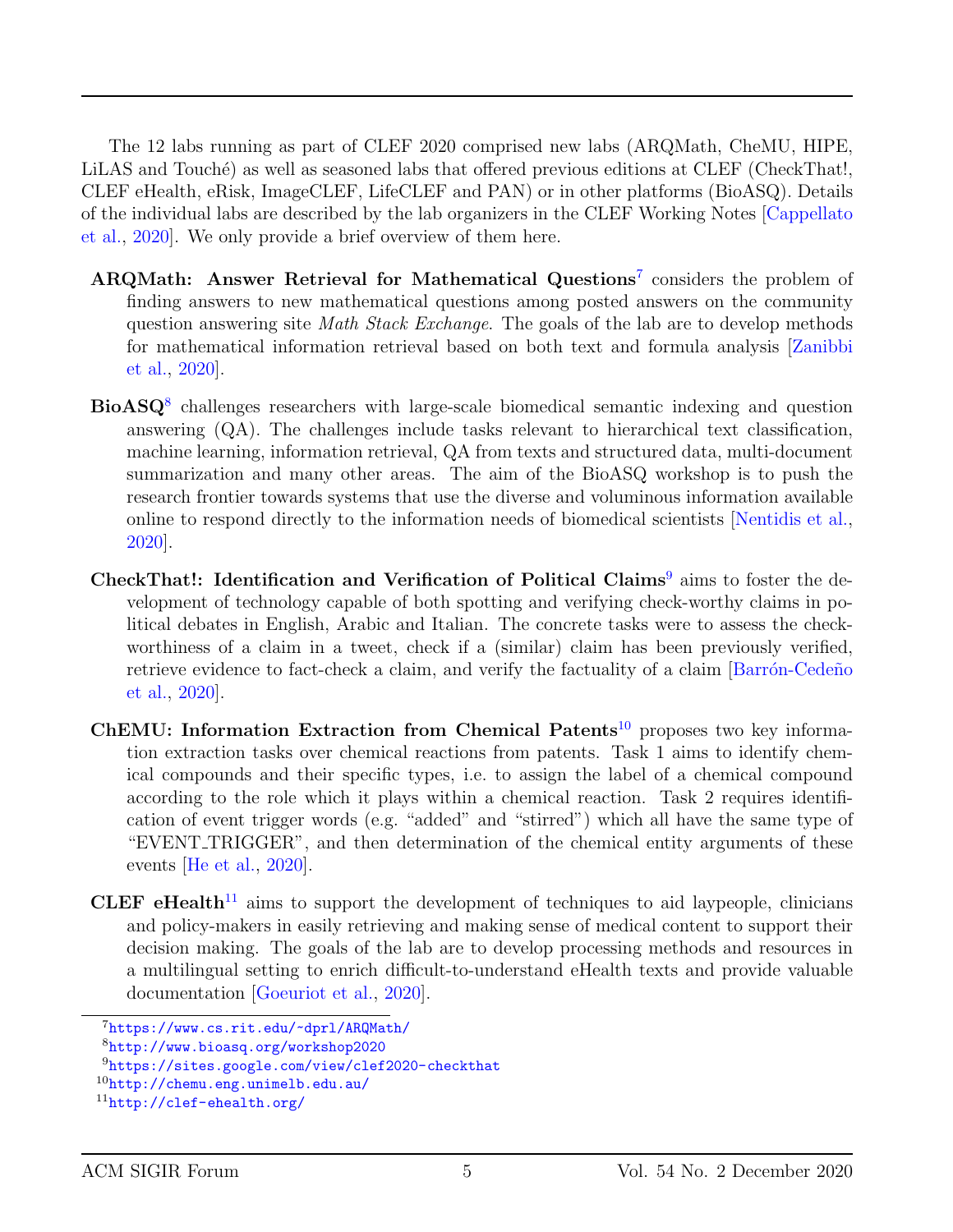The 12 labs running as part of CLEF 2020 comprised new labs (ARQMath, CheMU, HIPE, LiLAS and Touché) as well as seasoned labs that offered previous editions at CLEF (CheckThat!, CLEF eHealth, eRisk, ImageCLEF, LifeCLEF and PAN) or in other platforms (BioASQ). Details of the individual labs are described by the lab organizers in the CLEF Working Notes [Cappellato et al., 2020]. We only provide a brief overview of them here.

**ARQMath: Answer Retrieval for Mathematical Questions**[7] considers the problem of finding answers to new mathematical questions among posted answers on the community question answering site *Math Stack Exchange*. The goals of the lab are to develop methods for mathematical information retrieval based on both text and formula analysis [Zanibbi et al., 2020].

**BioASQ**[8] challenges researchers with large-scale biomedical semantic indexing and question answering (QA). The challenges include tasks relevant to hierarchical text classification, machine learning, information retrieval, QA from texts and structured data, multi-document summarization and many other areas. The aim of the BioASQ workshop is to push the research frontier towards systems that use the diverse and voluminous information available online to respond directly to the information needs of biomedical scientists [Nentidis et al., 2020].

**CheckThat!: Identification and Verification of Political Claims**[9] aims to foster the development of technology capable of both spotting and verifying check-worthy claims in political debates in English, Arabic and Italian. The concrete tasks were to assess the check-worthiness of a claim in a tweet, check if a (similar) claim has been previously verified, retrieve evidence to fact-check a claim, and verify the factuality of a claim [Barrón-Cedeño et al., 2020].

**ChEMU: Information Extraction from Chemical Patents**[10] proposes two key information extraction tasks over chemical reactions from patents. Task 1 aims to identify chemical compounds and their specific types, i.e. to assign the label of a chemical compound according to the role which it plays within a chemical reaction. Task 2 requires identification of event trigger words (e.g. "added" and "stirred") which all have the same type of "EVENT_TRIGGER", and then determination of the chemical entity arguments of these events [He et al., 2020].

**CLEF eHealth**[11] aims to support the development of techniques to aid laypeople, clinicians and policy-makers in easily retrieving and making sense of medical content to support their decision making. The goals of the lab are to develop processing methods and resources in a multilingual setting to enrich difficult-to-understand eHealth texts and provide valuable documentation [Goeuriot et al., 2020].

---

[7] https://www.cs.rit.edu/~dprl/ARQMath/

[8] http://www.bioasq.org/workshop2020

[9] https://sites.google.com/view/clef2020-checkthat

[10] http://chemu.eng.unimelb.edu.au/

[11] http://clef-ehealth.org/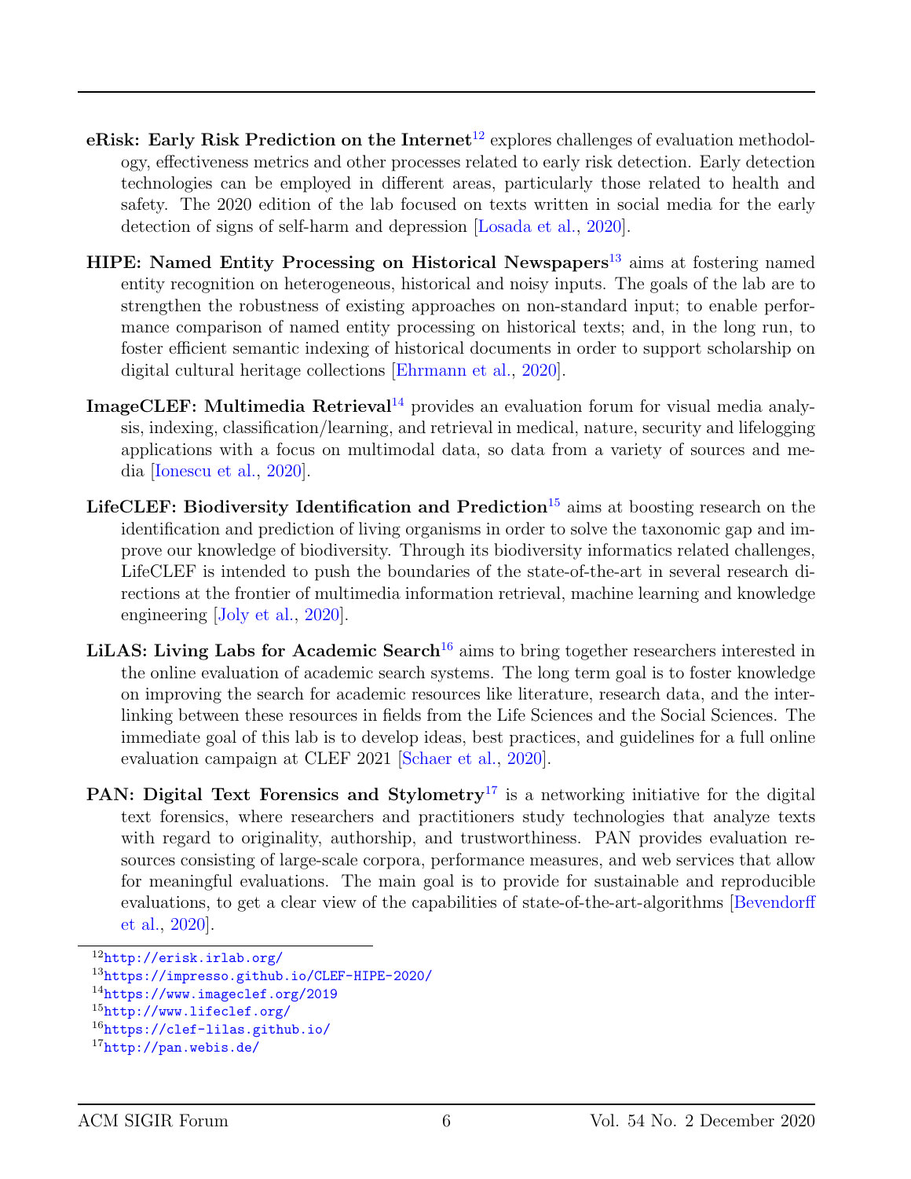**eRisk: Early Risk Prediction on the Internet**[12] explores challenges of evaluation methodology, effectiveness metrics and other processes related to early risk detection. Early detection technologies can be employed in different areas, particularly those related to health and safety. The 2020 edition of the lab focused on texts written in social media for the early detection of signs of self-harm and depression [Losada et al., 2020].

**HIPE: Named Entity Processing on Historical Newspapers**[13] aims at fostering named entity recognition on heterogeneous, historical and noisy inputs. The goals of the lab are to strengthen the robustness of existing approaches on non-standard input; to enable performance comparison of named entity processing on historical texts; and, in the long run, to foster efficient semantic indexing of historical documents in order to support scholarship on digital cultural heritage collections [Ehrmann et al., 2020].

**ImageCLEF: Multimedia Retrieval**[14] provides an evaluation forum for visual media analysis, indexing, classification/learning, and retrieval in medical, nature, security and lifelogging applications with a focus on multimodal data, so data from a variety of sources and media [Ionescu et al., 2020].

**LifeCLEF: Biodiversity Identification and Prediction**[15] aims at boosting research on the identification and prediction of living organisms in order to solve the taxonomic gap and improve our knowledge of biodiversity. Through its biodiversity informatics related challenges, LifeCLEF is intended to push the boundaries of the state-of-the-art in several research directions at the frontier of multimedia information retrieval, machine learning and knowledge engineering [Joly et al., 2020].

**LiLAS: Living Labs for Academic Search**[16] aims to bring together researchers interested in the online evaluation of academic search systems. The long term goal is to foster knowledge on improving the search for academic resources like literature, research data, and the interlinking between these resources in fields from the Life Sciences and the Social Sciences. The immediate goal of this lab is to develop ideas, best practices, and guidelines for a full online evaluation campaign at CLEF 2021 [Schaer et al., 2020].

**PAN: Digital Text Forensics and Stylometry**[17] is a networking initiative for the digital text forensics, where researchers and practitioners study technologies that analyze texts with regard to originality, authorship, and trustworthiness. PAN provides evaluation resources consisting of large-scale corpora, performance measures, and web services that allow for meaningful evaluations. The main goal is to provide for sustainable and reproducible evaluations, to get a clear view of the capabilities of state-of-the-art-algorithms [Bevendorff et al., 2020].

---

[12] http://erisk.irlab.org/

[13] https://impresso.github.io/CLEF-HIPE-2020/

[14] https://www.imageclef.org/2019

[15] http://www.lifeclef.org/

[16] https://clef-lilas.github.io/

[17] http://pan.webis.de/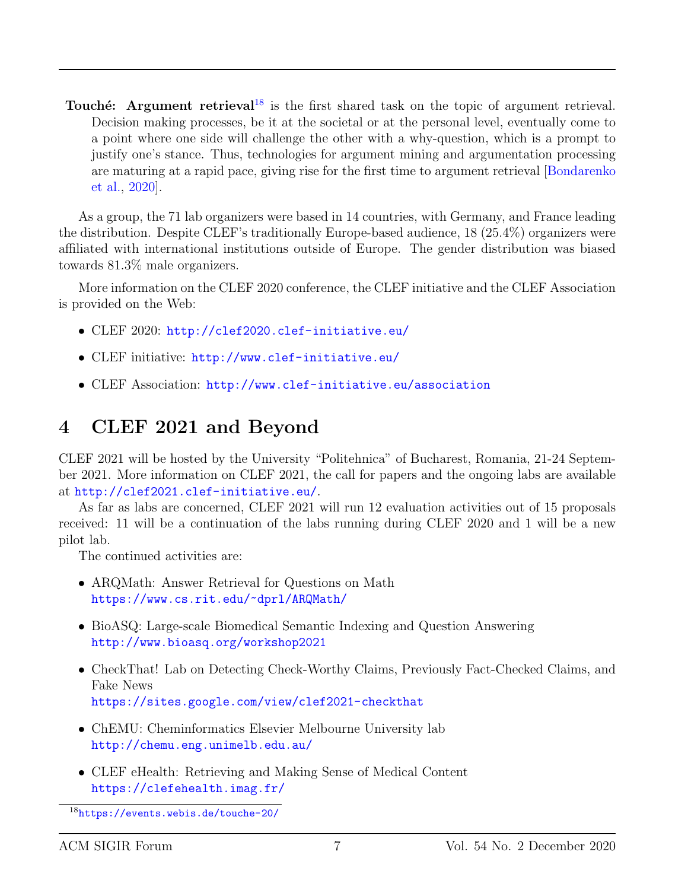- **Touché: Argument retrieval**[18] is the first shared task on the topic of argument retrieval. Decision making processes, be it at the societal or at the personal level, eventually come to a point where one side will challenge the other with a why-question, which is a prompt to justify one's stance. Thus, technologies for argument mining and argumentation processing are maturing at a rapid pace, giving rise for the first time to argument retrieval [Bondarenko et al., 2020].

As a group, the 71 lab organizers were based in 14 countries, with Germany, and France leading the distribution. Despite CLEF's traditionally Europe-based audience, 18 (25.4%) organizers were affiliated with international institutions outside of Europe. The gender distribution was biased towards 81.3% male organizers.

More information on the CLEF 2020 conference, the CLEF initiative and the CLEF Association is provided on the Web:

- CLEF 2020: http://clef2020.clef-initiative.eu/
- CLEF initiative: http://www.clef-initiative.eu/
- CLEF Association: http://www.clef-initiative.eu/association

## 4 CLEF 2021 and Beyond

CLEF 2021 will be hosted by the University "Politehnica" of Bucharest, Romania, 21-24 September 2021. More information on CLEF 2021, the call for papers and the ongoing labs are available at http://clef2021.clef-initiative.eu/.

As far as labs are concerned, CLEF 2021 will run 12 evaluation activities out of 15 proposals received: 11 will be a continuation of the labs running during CLEF 2020 and 1 will be a new pilot lab.

The continued activities are:

- ARQMath: Answer Retrieval for Questions on Math
  https://www.cs.rit.edu/~dprl/ARQMath/
- BioASQ: Large-scale Biomedical Semantic Indexing and Question Answering
  http://www.bioasq.org/workshop2021
- CheckThat! Lab on Detecting Check-Worthy Claims, Previously Fact-Checked Claims, and Fake News
  https://sites.google.com/view/clef2021-checkthat
- ChEMU: Cheminformatics Elsevier Melbourne University lab
  http://chemu.eng.unimelb.edu.au/
- CLEF eHealth: Retrieving and Making Sense of Medical Content
  https://clefehealth.imag.fr/

[18] https://events.webis.de/touche-20/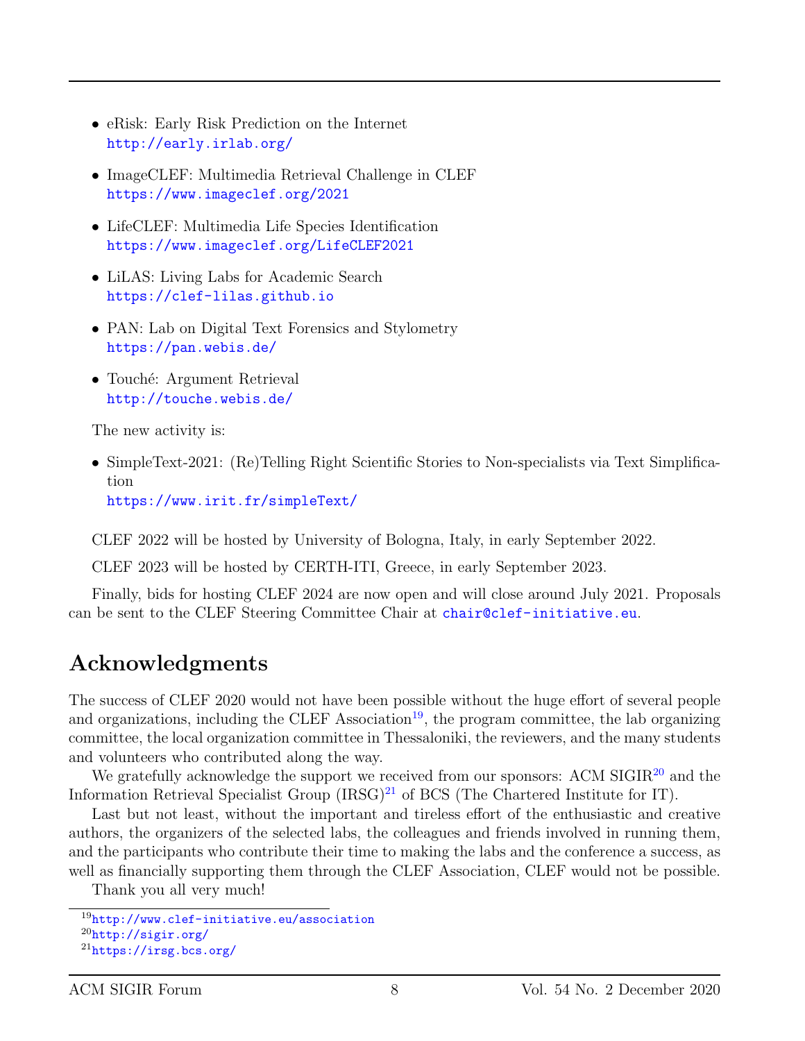- eRisk: Early Risk Prediction on the Internet
  http://early.irlab.org/
- ImageCLEF: Multimedia Retrieval Challenge in CLEF
  https://www.imageclef.org/2021
- LifeCLEF: Multimedia Life Species Identification
  https://www.imageclef.org/LifeCLEF2021
- LiLAS: Living Labs for Academic Search
  https://clef-lilas.github.io
- PAN: Lab on Digital Text Forensics and Stylometry
  https://pan.webis.de/
- Touché: Argument Retrieval
  http://touche.webis.de/

The new activity is:

- SimpleText-2021: (Re)Telling Right Scientific Stories to Non-specialists via Text Simplification
  https://www.irit.fr/simpleText/

CLEF 2022 will be hosted by University of Bologna, Italy, in early September 2022.

CLEF 2023 will be hosted by CERTH-ITI, Greece, in early September 2023.

Finally, bids for hosting CLEF 2024 are now open and will close around July 2021. Proposals can be sent to the CLEF Steering Committee Chair at chair@clef-initiative.eu.

# Acknowledgments

The success of CLEF 2020 would not have been possible without the huge effort of several people and organizations, including the CLEF Association[19], the program committee, the lab organizing committee, the local organization committee in Thessaloniki, the reviewers, and the many students and volunteers who contributed along the way.

We gratefully acknowledge the support we received from our sponsors: ACM SIGIR[20] and the Information Retrieval Specialist Group (IRSG)[21] of BCS (The Chartered Institute for IT).

Last but not least, without the important and tireless effort of the enthusiastic and creative authors, the organizers of the selected labs, the colleagues and friends involved in running them, and the participants who contribute their time to making the labs and the conference a success, as well as financially supporting them through the CLEF Association, CLEF would not be possible.

Thank you all very much!

[19] http://www.clef-initiative.eu/association

[20] http://sigir.org/

[21] https://irsg.bcs.org/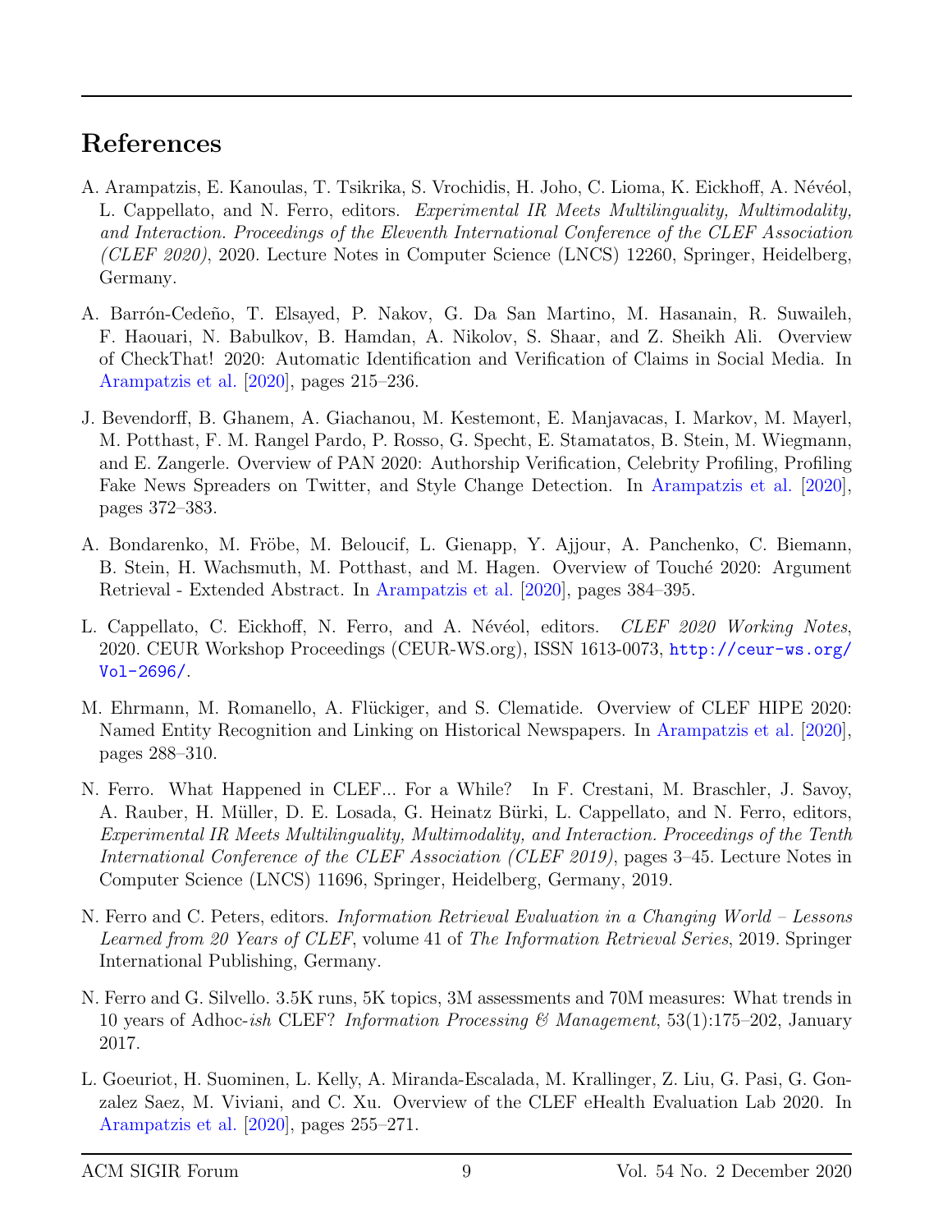## References

A. Arampatzis, E. Kanoulas, T. Tsikrika, S. Vrochidis, H. Joho, C. Lioma, K. Eickhoff, A. Névéol, L. Cappellato, and N. Ferro, editors. *Experimental IR Meets Multilinguality, Multimodality, and Interaction. Proceedings of the Eleventh International Conference of the CLEF Association (CLEF 2020)*, 2020. Lecture Notes in Computer Science (LNCS) 12260, Springer, Heidelberg, Germany.

A. Barrón-Cedeño, T. Elsayed, P. Nakov, G. Da San Martino, M. Hasanain, R. Suwaileh, F. Haouari, N. Babulkov, B. Hamdan, A. Nikolov, S. Shaar, and Z. Sheikh Ali. Overview of CheckThat! 2020: Automatic Identification and Verification of Claims in Social Media. In Arampatzis et al. [2020], pages 215–236.

J. Bevendorff, B. Ghanem, A. Giachanou, M. Kestemont, E. Manjavacas, I. Markov, M. Mayerl, M. Potthast, F. M. Rangel Pardo, P. Rosso, G. Specht, E. Stamatatos, B. Stein, M. Wiegmann, and E. Zangerle. Overview of PAN 2020: Authorship Verification, Celebrity Profiling, Profiling Fake News Spreaders on Twitter, and Style Change Detection. In Arampatzis et al. [2020], pages 372–383.

A. Bondarenko, M. Fröbe, M. Beloucif, L. Gienapp, Y. Ajjour, A. Panchenko, C. Biemann, B. Stein, H. Wachsmuth, M. Potthast, and M. Hagen. Overview of Touché 2020: Argument Retrieval - Extended Abstract. In Arampatzis et al. [2020], pages 384–395.

L. Cappellato, C. Eickhoff, N. Ferro, and A. Névéol, editors. *CLEF 2020 Working Notes*, 2020. CEUR Workshop Proceedings (CEUR-WS.org), ISSN 1613-0073, http://ceur-ws.org/Vol-2696/.

M. Ehrmann, M. Romanello, A. Flückiger, and S. Clematide. Overview of CLEF HIPE 2020: Named Entity Recognition and Linking on Historical Newspapers. In Arampatzis et al. [2020], pages 288–310.

N. Ferro. What Happened in CLEF... For a While? In F. Crestani, M. Braschler, J. Savoy, A. Rauber, H. Müller, D. E. Losada, G. Heinatz Bürki, L. Cappellato, and N. Ferro, editors, *Experimental IR Meets Multilinguality, Multimodality, and Interaction. Proceedings of the Tenth International Conference of the CLEF Association (CLEF 2019)*, pages 3–45. Lecture Notes in Computer Science (LNCS) 11696, Springer, Heidelberg, Germany, 2019.

N. Ferro and C. Peters, editors. *Information Retrieval Evaluation in a Changing World – Lessons Learned from 20 Years of CLEF*, volume 41 of *The Information Retrieval Series*, 2019. Springer International Publishing, Germany.

N. Ferro and G. Silvello. 3.5K runs, 5K topics, 3M assessments and 70M measures: What trends in 10 years of Adhoc-*ish* CLEF? *Information Processing & Management*, 53(1):175–202, January 2017.

L. Goeuriot, H. Suominen, L. Kelly, A. Miranda-Escalada, M. Krallinger, Z. Liu, G. Pasi, G. Gonzalez Saez, M. Viviani, and C. Xu. Overview of the CLEF eHealth Evaluation Lab 2020. In Arampatzis et al. [2020], pages 255–271.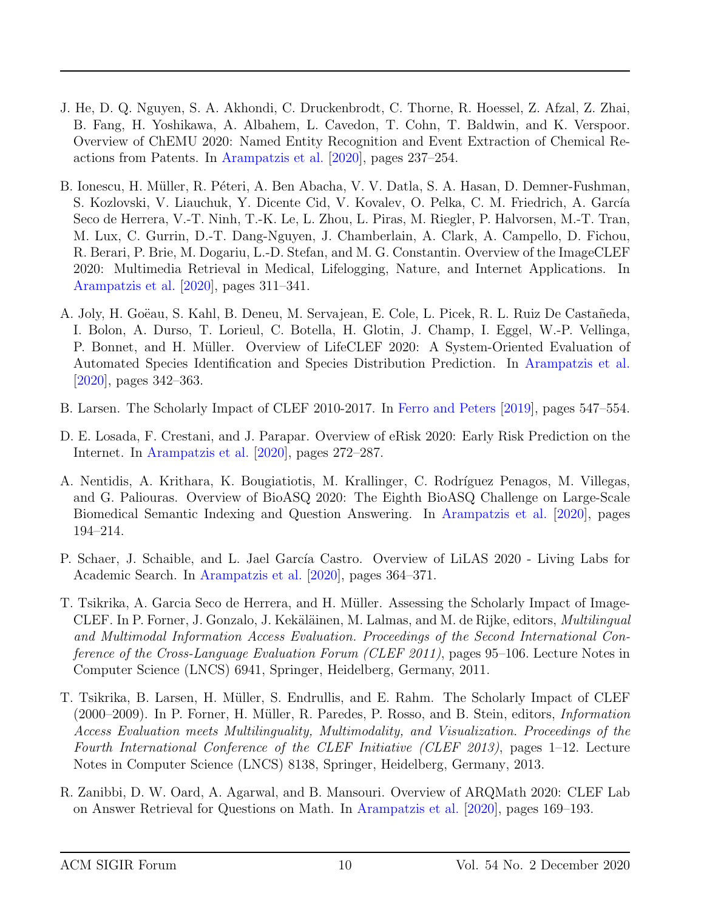J. He, D. Q. Nguyen, S. A. Akhondi, C. Druckenbrodt, C. Thorne, R. Hoessel, Z. Afzal, Z. Zhai, B. Fang, H. Yoshikawa, A. Albahem, L. Cavedon, T. Cohn, T. Baldwin, and K. Verspoor. Overview of ChEMU 2020: Named Entity Recognition and Event Extraction of Chemical Reactions from Patents. In Arampatzis et al. [2020], pages 237–254.

B. Ionescu, H. Müller, R. Péteri, A. Ben Abacha, V. V. Datla, S. A. Hasan, D. Demner-Fushman, S. Kozlovski, V. Liauchuk, Y. Dicente Cid, V. Kovalev, O. Pelka, C. M. Friedrich, A. García Seco de Herrera, V.-T. Ninh, T.-K. Le, L. Zhou, L. Piras, M. Riegler, P. Halvorsen, M.-T. Tran, M. Lux, C. Gurrin, D.-T. Dang-Nguyen, J. Chamberlain, A. Clark, A. Campello, D. Fichou, R. Berari, P. Brie, M. Dogariu, L.-D. Stefan, and M. G. Constantin. Overview of the ImageCLEF 2020: Multimedia Retrieval in Medical, Lifelogging, Nature, and Internet Applications. In Arampatzis et al. [2020], pages 311–341.

A. Joly, H. Goëau, S. Kahl, B. Deneu, M. Servajean, E. Cole, L. Picek, R. L. Ruiz De Castañeda, I. Bolon, A. Durso, T. Lorieul, C. Botella, H. Glotin, J. Champ, I. Eggel, W.-P. Vellinga, P. Bonnet, and H. Müller. Overview of LifeCLEF 2020: A System-Oriented Evaluation of Automated Species Identification and Species Distribution Prediction. In Arampatzis et al. [2020], pages 342–363.

B. Larsen. The Scholarly Impact of CLEF 2010-2017. In Ferro and Peters [2019], pages 547–554.

D. E. Losada, F. Crestani, and J. Parapar. Overview of eRisk 2020: Early Risk Prediction on the Internet. In Arampatzis et al. [2020], pages 272–287.

A. Nentidis, A. Krithara, K. Bougiatiotis, M. Krallinger, C. Rodríguez Penagos, M. Villegas, and G. Paliouras. Overview of BioASQ 2020: The Eighth BioASQ Challenge on Large-Scale Biomedical Semantic Indexing and Question Answering. In Arampatzis et al. [2020], pages 194–214.

P. Schaer, J. Schaible, and L. Jael García Castro. Overview of LiLAS 2020 - Living Labs for Academic Search. In Arampatzis et al. [2020], pages 364–371.

T. Tsikrika, A. Garcia Seco de Herrera, and H. Müller. Assessing the Scholarly Impact of ImageCLEF. In P. Forner, J. Gonzalo, J. Kekäläinen, M. Lalmas, and M. de Rijke, editors, *Multilingual and Multimodal Information Access Evaluation. Proceedings of the Second International Conference of the Cross-Language Evaluation Forum (CLEF 2011)*, pages 95–106. Lecture Notes in Computer Science (LNCS) 6941, Springer, Heidelberg, Germany, 2011.

T. Tsikrika, B. Larsen, H. Müller, S. Endrullis, and E. Rahm. The Scholarly Impact of CLEF (2000–2009). In P. Forner, H. Müller, R. Paredes, P. Rosso, and B. Stein, editors, *Information Access Evaluation meets Multilinguality, Multimodality, and Visualization. Proceedings of the Fourth International Conference of the CLEF Initiative (CLEF 2013)*, pages 1–12. Lecture Notes in Computer Science (LNCS) 8138, Springer, Heidelberg, Germany, 2013.

R. Zanibbi, D. W. Oard, A. Agarwal, and B. Mansouri. Overview of ARQMath 2020: CLEF Lab on Answer Retrieval for Questions on Math. In Arampatzis et al. [2020], pages 169–193.